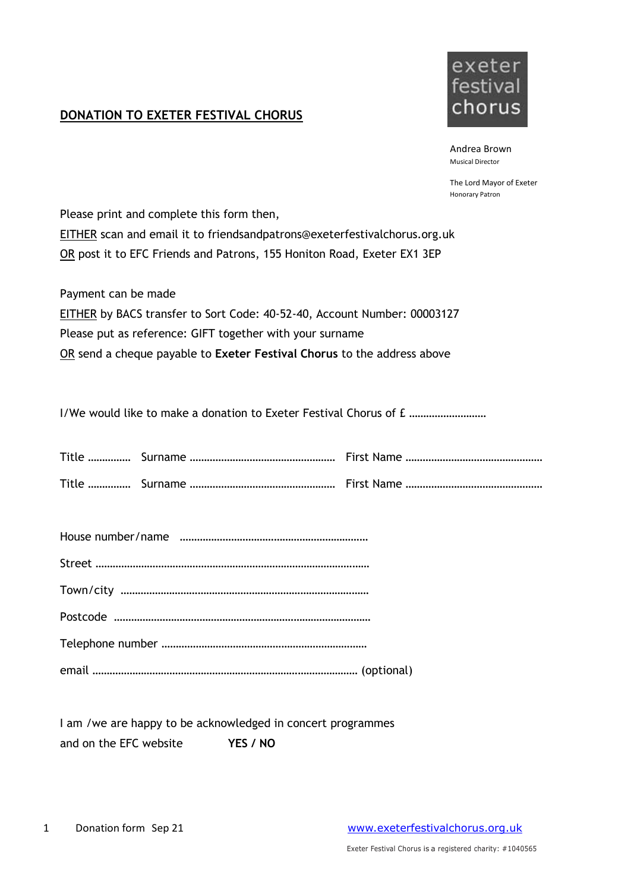**DONATION TO EXETER FESTIVAL CHORUS**

exeter festival chorus

Andrea Brown
Musical Director

The Lord Mayor of Exeter
Honorary Patron

Please print and complete this form then,

EITHER scan and email it to friendsandpatrons@exeterfestivalchorus.org.uk

OR post it to EFC Friends and Patrons, 155 Honiton Road, Exeter EX1 3EP

Payment can be made

EITHER by BACS transfer to Sort Code: 40-52-40, Account Number: 00003127

Please put as reference: GIFT together with your surname

OR send a cheque payable to **Exeter Festival Chorus** to the address above

I/We would like to make a donation to Exeter Festival Chorus of £ ………………………

Title …………… Surname …………………………………………… First Name …………………………………………

Title …………… Surname …………………………………………… First Name …………………………………………

House number/name …………………………………………………………

Street ……………………………………………………………………………………

Town/city ……………………………………………………………………………

Postcode ……………………………………………………………………………

Telephone number ……………………………………………………………

email ……………………………………………………………………………… (optional)

I am /we are happy to be acknowledged in concert programmes and on the EFC website **YES / NO**

Donation form Sep 21

www.exeterfestivalchorus.org.uk

Exeter Festival Chorus is a registered charity: #1040565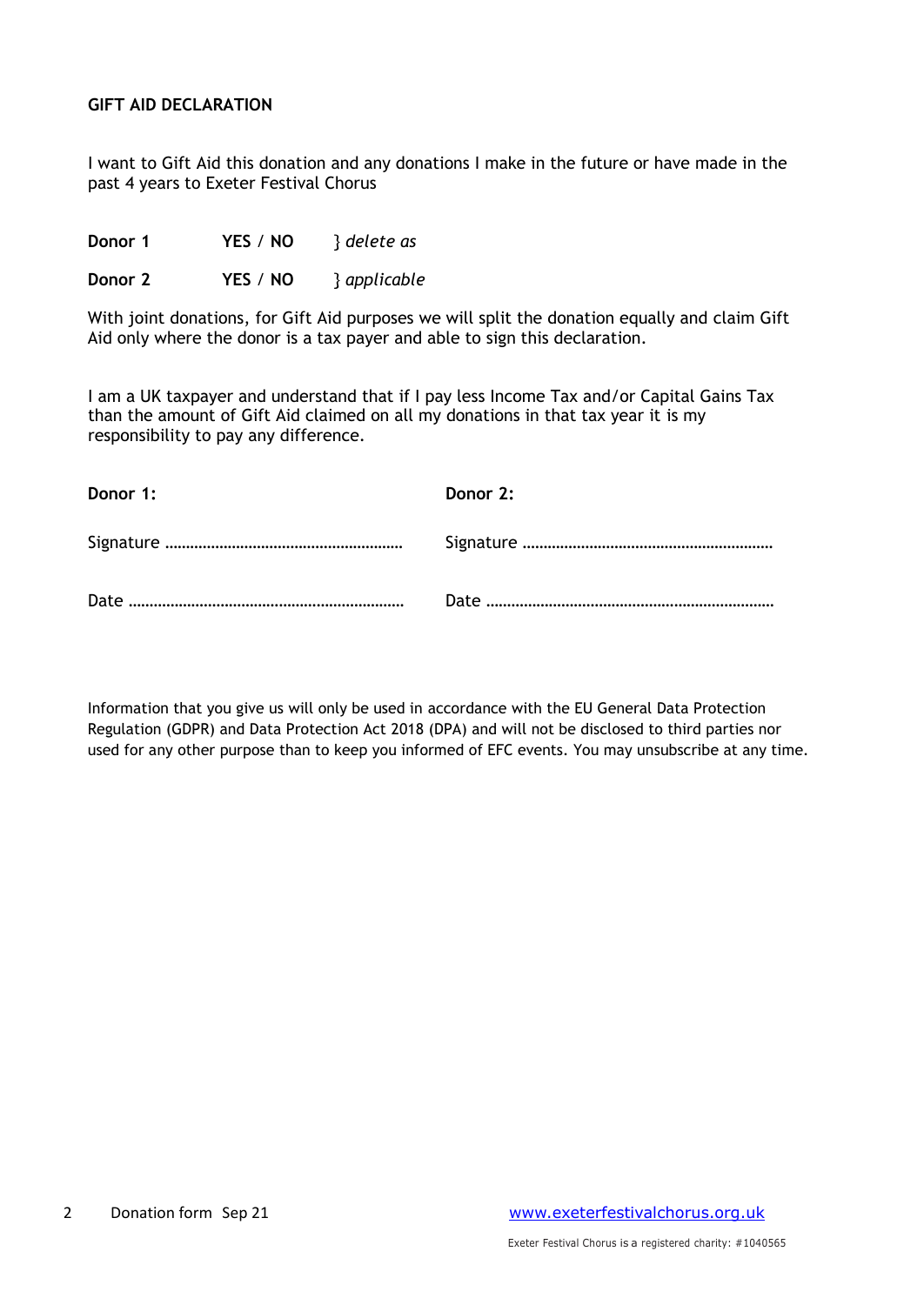**GIFT AID DECLARATION**

I want to Gift Aid this donation and any donations I make in the future or have made in the past 4 years to Exeter Festival Chorus

| | | |
|---|---|---|
| **Donor 1** | **YES** / **NO** | } *delete as* |
| **Donor 2** | **YES** / **NO** | } *applicable* |

With joint donations, for Gift Aid purposes we will split the donation equally and claim Gift Aid only where the donor is a tax payer and able to sign this declaration.

I am a UK taxpayer and understand that if I pay less Income Tax and/or Capital Gains Tax than the amount of Gift Aid claimed on all my donations in that tax year it is my responsibility to pay any difference.

**Donor 1:**

Signature ………………………………………………

Date ………………………………………………………

**Donor 2:**

Signature …………………………………………………

Date …………………………………………………………

Information that you give us will only be used in accordance with the EU General Data Protection Regulation (GDPR) and Data Protection Act 2018 (DPA) and will not be disclosed to third parties nor used for any other purpose than to keep you informed of EFC events. You may unsubscribe at any time.

Donation form Sep 21

www.exeterfestivalchorus.org.uk

Exeter Festival Chorus is a registered charity: #1040565